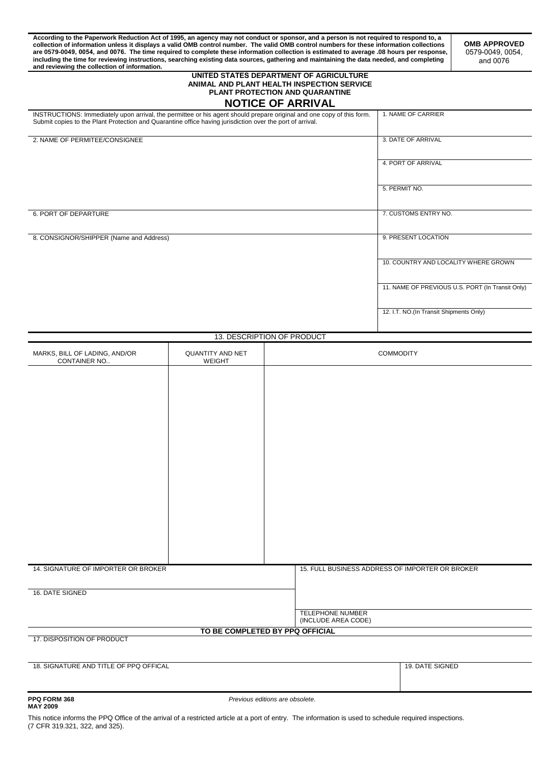**According to the Paperwork Reduction Act of 1995, an agency may not conduct or sponsor, and a person is not required to respond to, a collection of information unless it displays a valid OMB control number. The valid OMB control numbers for these information collections are 0579-0049, 0054, and 0076. The time required to complete these information collection is estimated to average .08 hours per response, including the time for reviewing instructions, searching existing data sources, gathering and maintaining the data needed, and completing and reviewing the collection of information.**

**OMB APPROVED**
0579-0049, 0054, and 0076

**UNITED STATES DEPARTMENT OF AGRICULTURE**
**ANIMAL AND PLANT HEALTH INSPECTION SERVICE**
**PLANT PROTECTION AND QUARANTINE**

# NOTICE OF ARRIVAL

INSTRUCTIONS: Immediately upon arrival, the permittee or his agent should prepare original and one copy of this form. Submit copies to the Plant Protection and Quarantine office having jurisdiction over the port of arrival.

| | |
|---|---|
| | 1. NAME OF CARRIER |
| 2. NAME OF PERMITEE/CONSIGNEE | 3. DATE OF ARRIVAL |
| | 4. PORT OF ARRIVAL |
| | 5. PERMIT NO. |
| 6. PORT OF DEPARTURE | 7. CUSTOMS ENTRY NO. |
| 8. CONSIGNOR/SHIPPER (Name and Address) | 9. PRESENT LOCATION |
| | 10. COUNTRY AND LOCALITY WHERE GROWN |
| | 11. NAME OF PREVIOUS U.S. PORT (In Transit Only) |
| | 12. I.T. NO.(In Transit Shipments Only) |

13. DESCRIPTION OF PRODUCT

| MARKS, BILL OF LADING, AND/OR CONTAINER NO.. | QUANTITY AND NET WEIGHT | COMMODITY |
|---|---|---|
| | | |

| | |
|---|---|
| 14. SIGNATURE OF IMPORTER OR BROKER | 15. FULL BUSINESS ADDRESS OF IMPORTER OR BROKER |
| 16. DATE SIGNED | |
| | TELEPHONE NUMBER (INCLUDE AREA CODE) |

**TO BE COMPLETED BY PPQ OFFICIAL**

| | |
|---|---|
| 17. DISPOSITION OF PRODUCT | |
| 18. SIGNATURE AND TITLE OF PPQ OFFICAL | 19. DATE SIGNED |

**PPQ FORM 368**
**MAY 2009**

*Previous editions are obsolete.*

This notice informs the PPQ Office of the arrival of a restricted article at a port of entry. The information is used to schedule required inspections. (7 CFR 319.321, 322, and 325).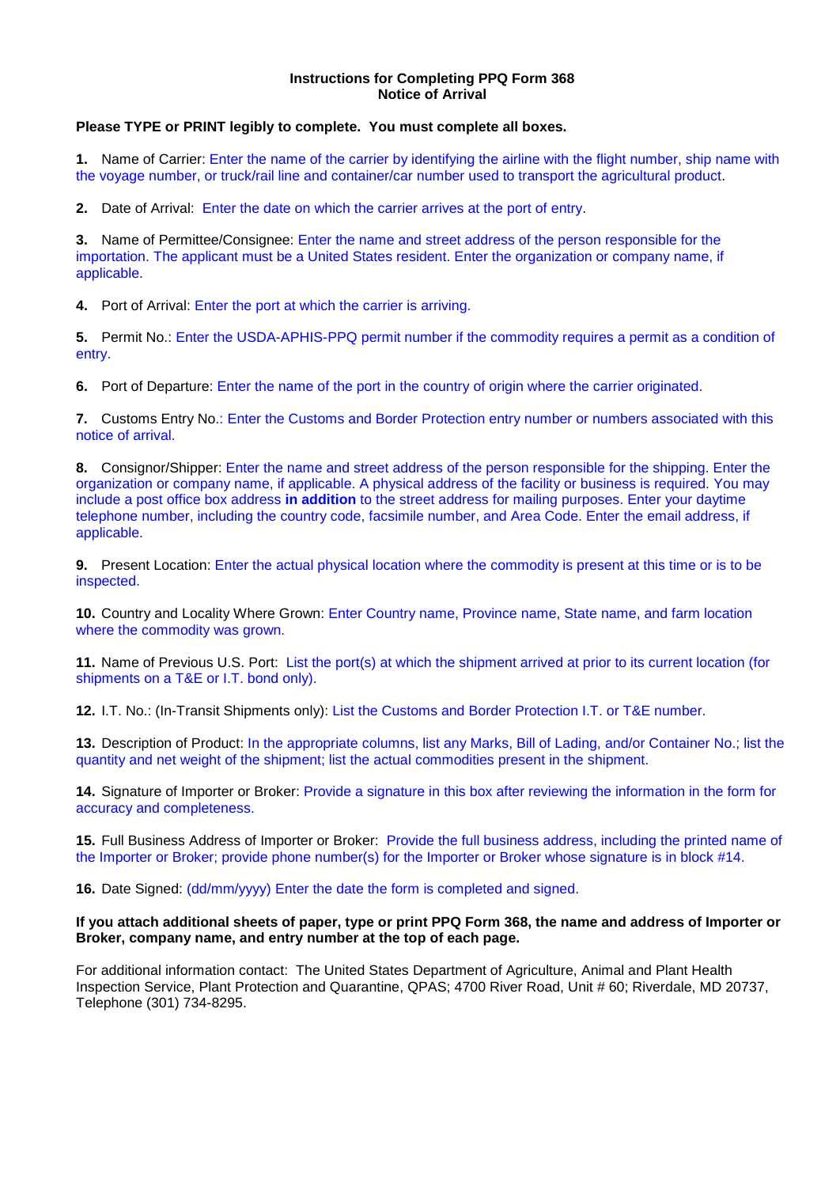**Instructions for Completing PPQ Form 368**
**Notice of Arrival**

**Please TYPE or PRINT legibly to complete. You must complete all boxes.**

**1.** Name of Carrier: Enter the name of the carrier by identifying the airline with the flight number, ship name with the voyage number, or truck/rail line and container/car number used to transport the agricultural product.

**2.** Date of Arrival: Enter the date on which the carrier arrives at the port of entry.

**3.** Name of Permittee/Consignee: Enter the name and street address of the person responsible for the importation. The applicant must be a United States resident. Enter the organization or company name, if applicable.

**4.** Port of Arrival: Enter the port at which the carrier is arriving.

**5.** Permit No.: Enter the USDA-APHIS-PPQ permit number if the commodity requires a permit as a condition of entry.

**6.** Port of Departure: Enter the name of the port in the country of origin where the carrier originated.

**7.** Customs Entry No.: Enter the Customs and Border Protection entry number or numbers associated with this notice of arrival.

**8.** Consignor/Shipper: Enter the name and street address of the person responsible for the shipping. Enter the organization or company name, if applicable. A physical address of the facility or business is required. You may include a post office box address **in addition** to the street address for mailing purposes. Enter your daytime telephone number, including the country code, facsimile number, and Area Code. Enter the email address, if applicable.

**9.** Present Location: Enter the actual physical location where the commodity is present at this time or is to be inspected.

**10.** Country and Locality Where Grown: Enter Country name, Province name, State name, and farm location where the commodity was grown.

**11.** Name of Previous U.S. Port: List the port(s) at which the shipment arrived at prior to its current location (for shipments on a T&E or I.T. bond only).

**12.** I.T. No.: (In-Transit Shipments only): List the Customs and Border Protection I.T. or T&E number.

**13.** Description of Product: In the appropriate columns, list any Marks, Bill of Lading, and/or Container No.; list the quantity and net weight of the shipment; list the actual commodities present in the shipment.

**14.** Signature of Importer or Broker: Provide a signature in this box after reviewing the information in the form for accuracy and completeness.

**15.** Full Business Address of Importer or Broker: Provide the full business address, including the printed name of the Importer or Broker; provide phone number(s) for the Importer or Broker whose signature is in block #14.

**16.** Date Signed: (dd/mm/yyyy) Enter the date the form is completed and signed.

**If you attach additional sheets of paper, type or print PPQ Form 368, the name and address of Importer or Broker, company name, and entry number at the top of each page.**

For additional information contact: The United States Department of Agriculture, Animal and Plant Health Inspection Service, Plant Protection and Quarantine, QPAS; 4700 River Road, Unit # 60; Riverdale, MD 20737, Telephone (301) 734-8295.